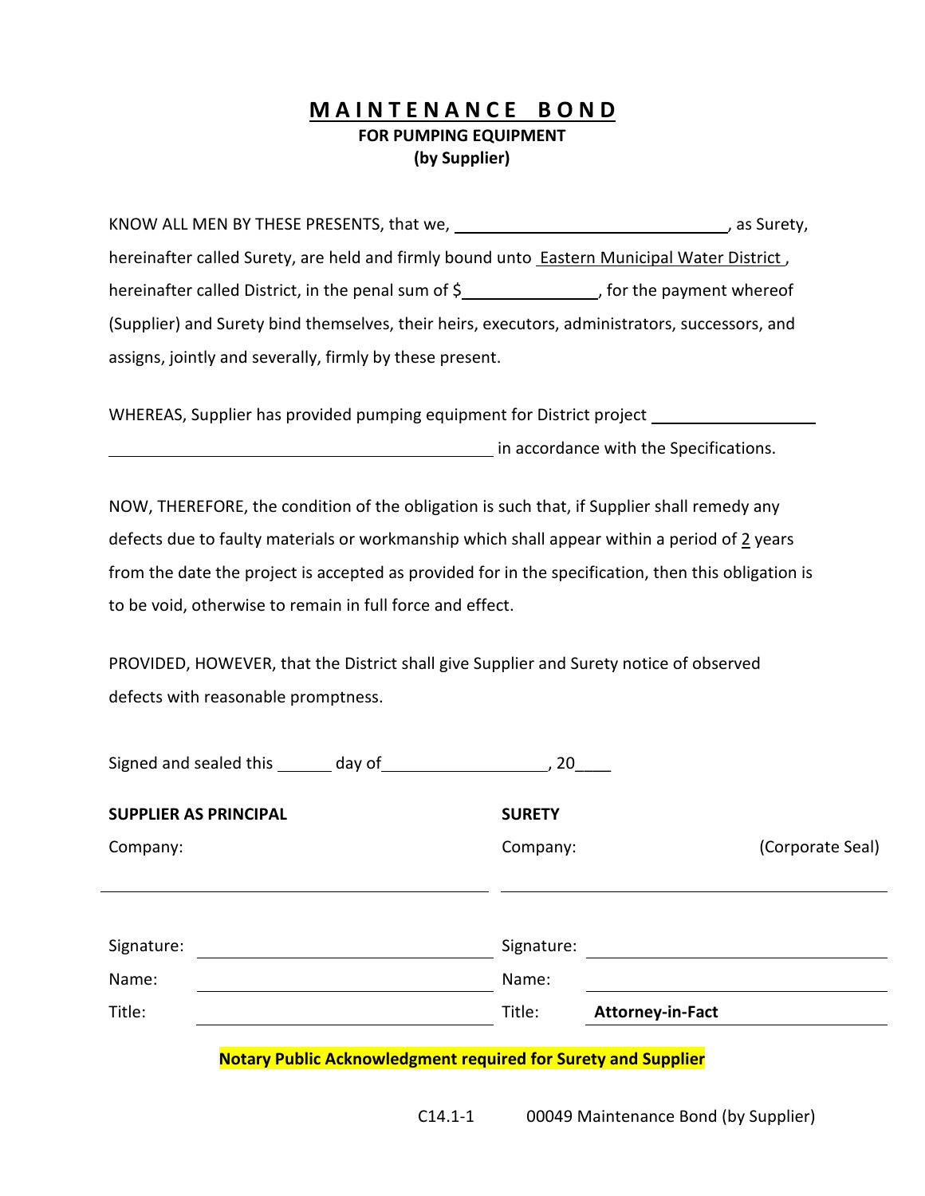# MAINTENANCE BOND

**FOR PUMPING EQUIPMENT**

**(by Supplier)**

KNOW ALL MEN BY THESE PRESENTS, that we, ______________________________, as Surety, hereinafter called Surety, are held and firmly bound unto Eastern Municipal Water District, hereinafter called District, in the penal sum of $______________, for the payment whereof (Supplier) and Surety bind themselves, their heirs, executors, administrators, successors, and assigns, jointly and severally, firmly by these present.

WHEREAS, Supplier has provided pumping equipment for District project ____________________ ____________________________________________ in accordance with the Specifications.

NOW, THEREFORE, the condition of the obligation is such that, if Supplier shall remedy any defects due to faulty materials or workmanship which shall appear within a period of 2 years from the date the project is accepted as provided for in the specification, then this obligation is to be void, otherwise to remain in full force and effect.

PROVIDED, HOWEVER, that the District shall give Supplier and Surety notice of observed defects with reasonable promptness.

Signed and sealed this ______ day of __________________, 20____

| **SUPPLIER AS PRINCIPAL** | | **SURETY** | |
|---|---|---|---|
| Company: | | Company: | (Corporate Seal) |
| | | | |
| Signature: | | Signature: | |
| Name: | | Name: | |
| Title: | | Title: | **Attorney-in-Fact** |

**Notary Public Acknowledgment required for Surety and Supplier**

C14.1-1 00049 Maintenance Bond (by Supplier)